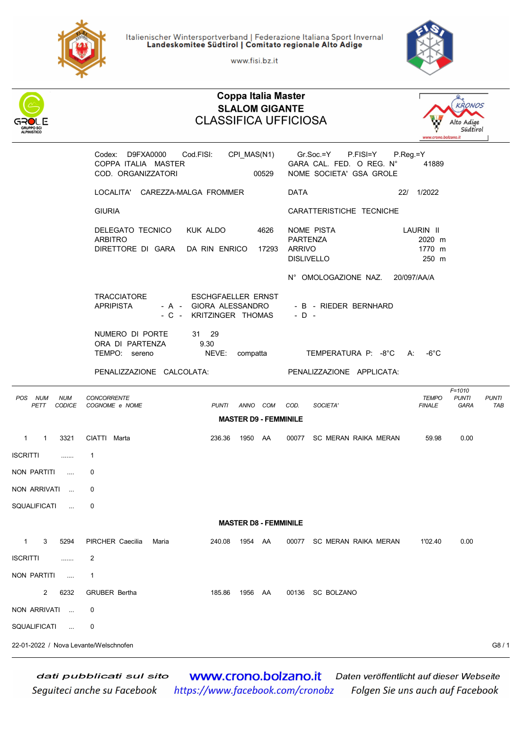Italienischer Wintersportverband | Federazione Italiana Sport Invernal
**Landeskomitee Südtirol | Comitato regionale Alto Adige**
www.fisi.bz.it

# Coppa Italia Master
## SLALOM GIGANTE
## CLASSIFICA UFFICIOSA

Codex: D9FXA0000 Cod.FISI: CPI_MAS(N1)
COPPA ITALIA MASTER
COD. ORGANIZZATORI 00529

Gr.Soc.=Y P.FISI=Y P.Reg.=Y
GARA CAL. FED. O REG. N° 41889
NOME SOCIETA' GSA GROLE

LOCALITA' CAREZZA-MALGA FROMMER

DATA 22/ 1/2022

GIURIA

CARATTERISTICHE TECNICHE

DELEGATO TECNICO KUK ALDO 4626
ARBITRO
DIRETTORE DI GARA DA RIN ENRICO 17293

NOME PISTA LAURIN II
PARTENZA 2020 m
ARRIVO 1770 m
DISLIVELLO 250 m

N° OMOLOGAZIONE NAZ. 20/097/AA/A

TRACCIATORE ESCHGFAELLER ERNST
APRIPISTA - A - GIORA ALESSANDRO - B - RIEDER BERNHARD
- C - KRITZINGER THOMAS - D -

NUMERO DI PORTE 31 29
ORA DI PARTENZA 9.30
TEMPO: sereno NEVE: compatta TEMPERATURA P: -8°C A: -6°C

PENALIZZAZIONE CALCOLATA: PENALIZZAZIONE APPLICATA:

| POS | NUM PETT | NUM CODICE | CONCORRENTE COGNOME e NOME | PUNTI | ANNO | COM | COD. | SOCIETA' | TEMPO FINALE | F=1010 PUNTI GARA | PUNTI TAB |
|---|---|---|---|---|---|---|---|---|---|---|---|
| | | | **MASTER D9 - FEMMINILE** | | | | | | | | |
| 1 | 1 | 3321 | CIATTI Marta | 236.36 | 1950 | AA | 00077 | SC MERAN RAIKA MERAN | 59.98 | 0.00 | |

ISCRITTI ....... 1

NON PARTITI .... 0

NON ARRIVATI ... 0

SQUALIFICATI ... 0

| POS | NUM PETT | NUM CODICE | CONCORRENTE COGNOME e NOME | PUNTI | ANNO | COM | COD. | SOCIETA' | TEMPO FINALE | F=1010 PUNTI GARA | PUNTI TAB |
|---|---|---|---|---|---|---|---|---|---|---|---|
| | | | **MASTER D8 - FEMMINILE** | | | | | | | | |
| 1 | 3 | 5294 | PIRCHER Caecilia Maria | 240.08 | 1954 | AA | 00077 | SC MERAN RAIKA MERAN | 1'02.40 | 0.00 | |

ISCRITTI ....... 2

NON PARTITI .... 1

| POS | NUM PETT | NUM CODICE | CONCORRENTE COGNOME e NOME | PUNTI | ANNO | COM | COD. | SOCIETA' | TEMPO FINALE | F=1010 PUNTI GARA | PUNTI TAB |
|---|---|---|---|---|---|---|---|---|---|---|---|
| | 2 | 6232 | GRUBER Bertha | 185.86 | 1956 | AA | 00136 | SC BOLZANO | | | |

NON ARRIVATI ... 0

SQUALIFICATI ... 0

22-01-2022 / Nova Levante/Welschnofen

dati pubblicati sul sito **www.crono.bolzano.it** Daten veröffentlicht auf dieser Webseite
Seguiteci anche su Facebook https://www.facebook.com/cronobz Folgen Sie uns auch auf Facebook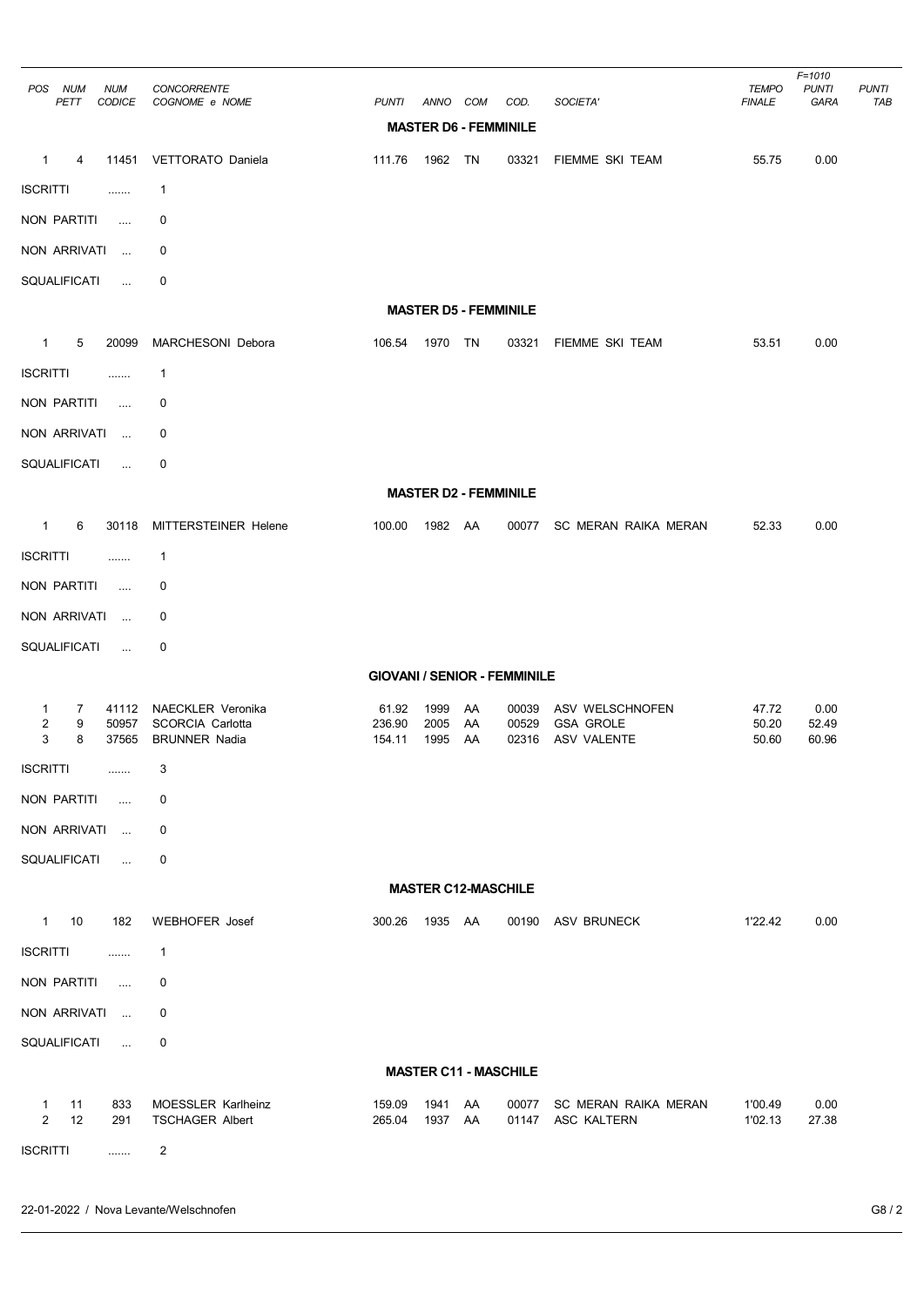| POS | NUM PETT | NUM CODICE | CONCORRENTE COGNOME e NOME | PUNTI | ANNO | COM | COD. | SOCIETA' | TEMPO FINALE | F=1010 PUNTI GARA | PUNTI TAB |
|---|---|---|---|---|---|---|---|---|---|---|---|

**MASTER D6 - FEMMINILE**

| POS | NUM PETT | NUM CODICE | COGNOME e NOME | PUNTI | ANNO | COM | COD. | SOCIETA' | TEMPO FINALE | PUNTI GARA | PUNTI TAB |
|---|---|---|---|---|---|---|---|---|---|---|---|
| 1 | 4 | 11451 | VETTORATO Daniela | 111.76 | 1962 | TN | 03321 | FIEMME SKI TEAM | 55.75 | 0.00 | |

ISCRITTI ....... 1

NON PARTITI .... 0

NON ARRIVATI ... 0

SQUALIFICATI ... 0

**MASTER D5 - FEMMINILE**

| POS | NUM PETT | NUM CODICE | COGNOME e NOME | PUNTI | ANNO | COM | COD. | SOCIETA' | TEMPO FINALE | PUNTI GARA | PUNTI TAB |
|---|---|---|---|---|---|---|---|---|---|---|---|
| 1 | 5 | 20099 | MARCHESONI Debora | 106.54 | 1970 | TN | 03321 | FIEMME SKI TEAM | 53.51 | 0.00 | |

ISCRITTI ....... 1

NON PARTITI .... 0

NON ARRIVATI ... 0

SQUALIFICATI ... 0

**MASTER D2 - FEMMINILE**

| POS | NUM PETT | NUM CODICE | COGNOME e NOME | PUNTI | ANNO | COM | COD. | SOCIETA' | TEMPO FINALE | PUNTI GARA | PUNTI TAB |
|---|---|---|---|---|---|---|---|---|---|---|---|
| 1 | 6 | 30118 | MITTERSTEINER Helene | 100.00 | 1982 | AA | 00077 | SC MERAN RAIKA MERAN | 52.33 | 0.00 | |

ISCRITTI ....... 1

NON PARTITI .... 0

NON ARRIVATI ... 0

SQUALIFICATI ... 0

**GIOVANI / SENIOR - FEMMINILE**

| POS | NUM PETT | NUM CODICE | COGNOME e NOME | PUNTI | ANNO | COM | COD. | SOCIETA' | TEMPO FINALE | PUNTI GARA | PUNTI TAB |
|---|---|---|---|---|---|---|---|---|---|---|---|
| 1 | 7 | 41112 | NAECKLER Veronika | 61.92 | 1999 | AA | 00039 | ASV WELSCHNOFEN | 47.72 | 0.00 | |
| 2 | 9 | 50957 | SCORCIA Carlotta | 236.90 | 2005 | AA | 00529 | GSA GROLE | 50.20 | 52.49 | |
| 3 | 8 | 37565 | BRUNNER Nadia | 154.11 | 1995 | AA | 02316 | ASV VALENTE | 50.60 | 60.96 | |

ISCRITTI ....... 3

NON PARTITI .... 0

NON ARRIVATI ... 0

SQUALIFICATI ... 0

**MASTER C12-MASCHILE**

| POS | NUM PETT | NUM CODICE | COGNOME e NOME | PUNTI | ANNO | COM | COD. | SOCIETA' | TEMPO FINALE | PUNTI GARA | PUNTI TAB |
|---|---|---|---|---|---|---|---|---|---|---|---|
| 1 | 10 | 182 | WEBHOFER Josef | 300.26 | 1935 | AA | 00190 | ASV BRUNECK | 1'22.42 | 0.00 | |

ISCRITTI ....... 1

NON PARTITI .... 0

NON ARRIVATI ... 0

SQUALIFICATI ... 0

**MASTER C11 - MASCHILE**

| POS | NUM PETT | NUM CODICE | COGNOME e NOME | PUNTI | ANNO | COM | COD. | SOCIETA' | TEMPO FINALE | PUNTI GARA | PUNTI TAB |
|---|---|---|---|---|---|---|---|---|---|---|---|
| 1 | 11 | 833 | MOESSLER Karlheinz | 159.09 | 1941 | AA | 00077 | SC MERAN RAIKA MERAN | 1'00.49 | 0.00 | |
| 2 | 12 | 291 | TSCHAGER Albert | 265.04 | 1937 | AA | 01147 | ASC KALTERN | 1'02.13 | 27.38 | |

ISCRITTI ....... 2

22-01-2022 / Nova Levante/Welschnofen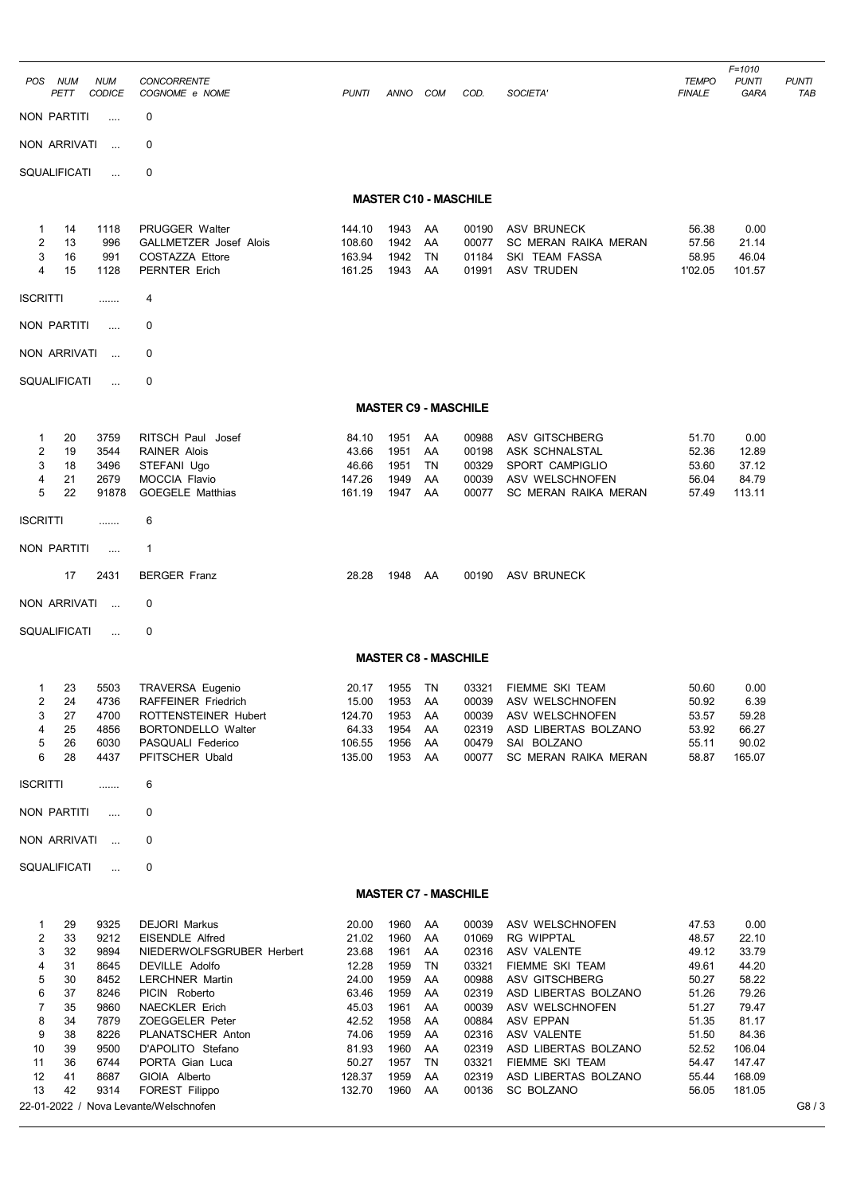| POS | NUM PETT | NUM CODICE | CONCORRENTE COGNOME e NOME | PUNTI | ANNO | COM | COD. | SOCIETA' | TEMPO FINALE | F=1010 PUNTI GARA | PUNTI TAB |
|---|---|---|---|---|---|---|---|---|---|---|---|

NON PARTITI .... 0

NON ARRIVATI ... 0

SQUALIFICATI ... 0

## MASTER C10 - MASCHILE

| POS | NUM PETT | NUM CODICE | CONCORRENTE COGNOME e NOME | PUNTI | ANNO | COM | COD. | SOCIETA' | TEMPO FINALE | F=1010 PUNTI GARA | PUNTI TAB |
|---|---|---|---|---|---|---|---|---|---|---|---|
| 1 | 14 | 1118 | PRUGGER Walter | 144.10 | 1943 | AA | 00190 | ASV BRUNECK | 56.38 | 0.00 | |
| 2 | 13 | 996 | GALLMETZER Josef Alois | 108.60 | 1942 | AA | 00077 | SC MERAN RAIKA MERAN | 57.56 | 21.14 | |
| 3 | 16 | 991 | COSTAZZA Ettore | 163.94 | 1942 | TN | 01184 | SKI TEAM FASSA | 58.95 | 46.04 | |
| 4 | 15 | 1128 | PERNTER Erich | 161.25 | 1943 | AA | 01991 | ASV TRUDEN | 1'02.05 | 101.57 | |

ISCRITTI ....... 4

NON PARTITI .... 0

NON ARRIVATI ... 0

SQUALIFICATI ... 0

## MASTER C9 - MASCHILE

| POS | NUM PETT | NUM CODICE | CONCORRENTE COGNOME e NOME | PUNTI | ANNO | COM | COD. | SOCIETA' | TEMPO FINALE | F=1010 PUNTI GARA | PUNTI TAB |
|---|---|---|---|---|---|---|---|---|---|---|---|
| 1 | 20 | 3759 | RITSCH Paul Josef | 84.10 | 1951 | AA | 00988 | ASV GITSCHBERG | 51.70 | 0.00 | |
| 2 | 19 | 3544 | RAINER Alois | 43.66 | 1951 | AA | 00198 | ASK SCHNALSTAL | 52.36 | 12.89 | |
| 3 | 18 | 3496 | STEFANI Ugo | 46.66 | 1951 | TN | 00329 | SPORT CAMPIGLIO | 53.60 | 37.12 | |
| 4 | 21 | 2679 | MOCCIA Flavio | 147.26 | 1949 | AA | 00039 | ASV WELSCHNOFEN | 56.04 | 84.79 | |
| 5 | 22 | 91878 | GOEGELE Matthias | 161.19 | 1947 | AA | 00077 | SC MERAN RAIKA MERAN | 57.49 | 113.11 | |

ISCRITTI ....... 6

NON PARTITI .... 1

| | NUM PETT | NUM CODICE | CONCORRENTE COGNOME e NOME | PUNTI | ANNO | COM | COD. | SOCIETA' |
|---|---|---|---|---|---|---|---|---|
| | 17 | 2431 | BERGER Franz | 28.28 | 1948 | AA | 00190 | ASV BRUNECK |

NON ARRIVATI ... 0

SQUALIFICATI ... 0

## MASTER C8 - MASCHILE

| POS | NUM PETT | NUM CODICE | CONCORRENTE COGNOME e NOME | PUNTI | ANNO | COM | COD. | SOCIETA' | TEMPO FINALE | F=1010 PUNTI GARA | PUNTI TAB |
|---|---|---|---|---|---|---|---|---|---|---|---|
| 1 | 23 | 5503 | TRAVERSA Eugenio | 20.17 | 1955 | TN | 03321 | FIEMME SKI TEAM | 50.60 | 0.00 | |
| 2 | 24 | 4736 | RAFFEINER Friedrich | 15.00 | 1953 | AA | 00039 | ASV WELSCHNOFEN | 50.92 | 6.39 | |
| 3 | 27 | 4700 | ROTTENSTEINER Hubert | 124.70 | 1953 | AA | 00039 | ASV WELSCHNOFEN | 53.57 | 59.28 | |
| 4 | 25 | 4856 | BORTONDELLO Walter | 64.33 | 1954 | AA | 02319 | ASD LIBERTAS BOLZANO | 53.92 | 66.27 | |
| 5 | 26 | 6030 | PASQUALI Federico | 106.55 | 1956 | AA | 00479 | SAI BOLZANO | 55.11 | 90.02 | |
| 6 | 28 | 4437 | PFITSCHER Ubald | 135.00 | 1953 | AA | 00077 | SC MERAN RAIKA MERAN | 58.87 | 165.07 | |

ISCRITTI ....... 6

NON PARTITI .... 0

NON ARRIVATI ... 0

SQUALIFICATI ... 0

## MASTER C7 - MASCHILE

| POS | NUM PETT | NUM CODICE | CONCORRENTE COGNOME e NOME | PUNTI | ANNO | COM | COD. | SOCIETA' | TEMPO FINALE | F=1010 PUNTI GARA | PUNTI TAB |
|---|---|---|---|---|---|---|---|---|---|---|---|
| 1 | 29 | 9325 | DEJORI Markus | 20.00 | 1960 | AA | 00039 | ASV WELSCHNOFEN | 47.53 | 0.00 | |
| 2 | 33 | 9212 | EISENDLE Alfred | 21.02 | 1960 | AA | 01069 | RG WIPPTAL | 48.57 | 22.10 | |
| 3 | 32 | 9894 | NIEDERWOLFSGRUBER Herbert | 23.68 | 1961 | AA | 02316 | ASV VALENTE | 49.12 | 33.79 | |
| 4 | 31 | 8645 | DEVILLE Adolfo | 12.28 | 1959 | TN | 03321 | FIEMME SKI TEAM | 49.61 | 44.20 | |
| 5 | 30 | 8452 | LERCHNER Martin | 24.00 | 1959 | AA | 00988 | ASV GITSCHBERG | 50.27 | 58.22 | |
| 6 | 37 | 8246 | PICIN Roberto | 63.46 | 1959 | AA | 02319 | ASD LIBERTAS BOLZANO | 51.26 | 79.26 | |
| 7 | 35 | 9860 | NAECKLER Erich | 45.03 | 1961 | AA | 00039 | ASV WELSCHNOFEN | 51.27 | 79.47 | |
| 8 | 34 | 7879 | ZOEGGELER Peter | 42.52 | 1958 | AA | 00884 | ASV EPPAN | 51.35 | 81.17 | |
| 9 | 38 | 8226 | PLANATSCHER Anton | 74.06 | 1959 | AA | 02316 | ASV VALENTE | 51.50 | 84.36 | |
| 10 | 39 | 9500 | D'APOLITO Stefano | 81.93 | 1960 | AA | 02319 | ASD LIBERTAS BOLZANO | 52.52 | 106.04 | |
| 11 | 36 | 6744 | PORTA Gian Luca | 50.27 | 1957 | TN | 03321 | FIEMME SKI TEAM | 54.47 | 147.47 | |
| 12 | 41 | 8687 | GIOIA Alberto | 128.37 | 1959 | AA | 02319 | ASD LIBERTAS BOLZANO | 55.44 | 168.09 | |
| 13 | 42 | 9314 | FOREST Filippo | 132.70 | 1960 | AA | 00136 | SC BOLZANO | 56.05 | 181.05 | |

22-01-2022 / Nova Levante/Welschnofen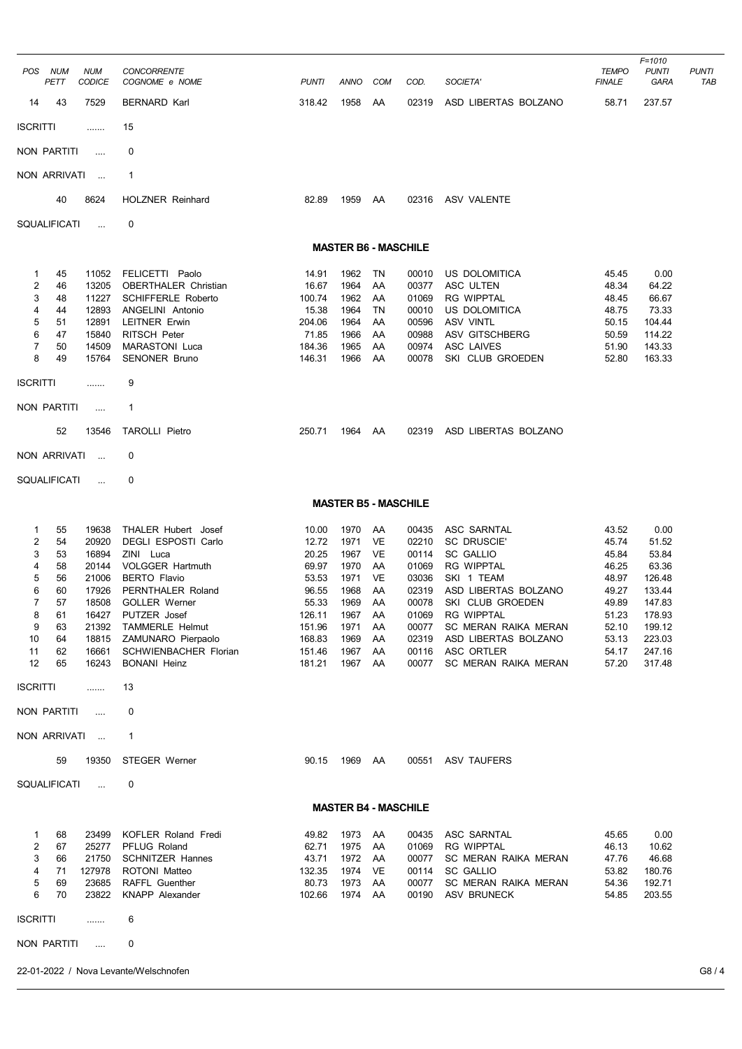| POS | NUM PETT | NUM CODICE | CONCORRENTE COGNOME e NOME | PUNTI | ANNO | COM | COD. | SOCIETA' | TEMPO FINALE | F=1010 PUNTI GARA | PUNTI TAB |
|---|---|---|---|---|---|---|---|---|---|---|---|
| 14 | 43 | 7529 | BERNARD Karl | 318.42 | 1958 | AA | 02319 | ASD LIBERTAS BOLZANO | 58.71 | 237.57 | |

ISCRITTI ....... 15

NON PARTITI .... 0

NON ARRIVATI ... 1

| NUM PETT | NUM CODICE | CONCORRENTE COGNOME e NOME | PUNTI | ANNO | COM | COD. | SOCIETA' |
|---|---|---|---|---|---|---|---|
| 40 | 8624 | HOLZNER Reinhard | 82.89 | 1959 | AA | 02316 | ASV VALENTE |

SQUALIFICATI ... 0

## MASTER B6 - MASCHILE

| POS | NUM PETT | NUM CODICE | CONCORRENTE COGNOME e NOME | PUNTI | ANNO | COM | COD. | SOCIETA' | TEMPO FINALE | F=1010 PUNTI GARA | PUNTI TAB |
|---|---|---|---|---|---|---|---|---|---|---|---|
| 1 | 45 | 11052 | FELICETTI Paolo | 14.91 | 1962 | TN | 00010 | US DOLOMITICA | 45.45 | 0.00 | |
| 2 | 46 | 13205 | OBERTHALER Christian | 16.67 | 1964 | AA | 00377 | ASC ULTEN | 48.34 | 64.22 | |
| 3 | 48 | 11227 | SCHIFFERLE Roberto | 100.74 | 1962 | AA | 01069 | RG WIPPTAL | 48.45 | 66.67 | |
| 4 | 44 | 12893 | ANGELINI Antonio | 15.38 | 1964 | TN | 00010 | US DOLOMITICA | 48.75 | 73.33 | |
| 5 | 51 | 12891 | LEITNER Erwin | 204.06 | 1964 | AA | 00596 | ASV VINTL | 50.15 | 104.44 | |
| 6 | 47 | 15840 | RITSCH Peter | 71.85 | 1966 | AA | 00988 | ASV GITSCHBERG | 50.59 | 114.22 | |
| 7 | 50 | 14509 | MARASTONI Luca | 184.36 | 1965 | AA | 00974 | ASC LAIVES | 51.90 | 143.33 | |
| 8 | 49 | 15764 | SENONER Bruno | 146.31 | 1966 | AA | 00078 | SKI CLUB GROEDEN | 52.80 | 163.33 | |

ISCRITTI ....... 9

NON PARTITI .... 1

| NUM PETT | NUM CODICE | CONCORRENTE COGNOME e NOME | PUNTI | ANNO | COM | COD. | SOCIETA' |
|---|---|---|---|---|---|---|---|
| 52 | 13546 | TAROLLI Pietro | 250.71 | 1964 | AA | 02319 | ASD LIBERTAS BOLZANO |

NON ARRIVATI ... 0

SQUALIFICATI ... 0

## MASTER B5 - MASCHILE

| POS | NUM PETT | NUM CODICE | CONCORRENTE COGNOME e NOME | PUNTI | ANNO | COM | COD. | SOCIETA' | TEMPO FINALE | F=1010 PUNTI GARA | PUNTI TAB |
|---|---|---|---|---|---|---|---|---|---|---|---|
| 1 | 55 | 19638 | THALER Hubert Josef | 10.00 | 1970 | AA | 00435 | ASC SARNTAL | 43.52 | 0.00 | |
| 2 | 54 | 20920 | DEGLI ESPOSTI Carlo | 12.72 | 1971 | VE | 02210 | SC DRUSCIE' | 45.74 | 51.52 | |
| 3 | 53 | 16894 | ZINI Luca | 20.25 | 1967 | VE | 00114 | SC GALLIO | 45.84 | 53.84 | |
| 4 | 58 | 20144 | VOLGGER Hartmuth | 69.97 | 1970 | AA | 01069 | RG WIPPTAL | 46.25 | 63.36 | |
| 5 | 56 | 21006 | BERTO Flavio | 53.53 | 1971 | VE | 03036 | SKI 1 TEAM | 48.97 | 126.48 | |
| 6 | 60 | 17926 | PERNTHALER Roland | 96.55 | 1968 | AA | 02319 | ASD LIBERTAS BOLZANO | 49.27 | 133.44 | |
| 7 | 57 | 18508 | GOLLER Werner | 55.33 | 1969 | AA | 00078 | SKI CLUB GROEDEN | 49.89 | 147.83 | |
| 8 | 61 | 16427 | PUTZER Josef | 126.11 | 1967 | AA | 01069 | RG WIPPTAL | 51.23 | 178.93 | |
| 9 | 63 | 21392 | TAMMERLE Helmut | 151.96 | 1971 | AA | 00077 | SC MERAN RAIKA MERAN | 52.10 | 199.12 | |
| 10 | 64 | 18815 | ZAMUNARO Pierpaolo | 168.83 | 1969 | AA | 02319 | ASD LIBERTAS BOLZANO | 53.13 | 223.03 | |
| 11 | 62 | 16661 | SCHWIENBACHER Florian | 151.46 | 1967 | AA | 00116 | ASC ORTLER | 54.17 | 247.16 | |
| 12 | 65 | 16243 | BONANI Heinz | 181.21 | 1967 | AA | 00077 | SC MERAN RAIKA MERAN | 57.20 | 317.48 | |

ISCRITTI ....... 13

NON PARTITI .... 0

NON ARRIVATI ... 1

| NUM PETT | NUM CODICE | CONCORRENTE COGNOME e NOME | PUNTI | ANNO | COM | COD. | SOCIETA' |
|---|---|---|---|---|---|---|---|
| 59 | 19350 | STEGER Werner | 90.15 | 1969 | AA | 00551 | ASV TAUFERS |

SQUALIFICATI ... 0

## MASTER B4 - MASCHILE

| POS | NUM PETT | NUM CODICE | CONCORRENTE COGNOME e NOME | PUNTI | ANNO | COM | COD. | SOCIETA' | TEMPO FINALE | F=1010 PUNTI GARA | PUNTI TAB |
|---|---|---|---|---|---|---|---|---|---|---|---|
| 1 | 68 | 23499 | KOFLER Roland Fredi | 49.82 | 1973 | AA | 00435 | ASC SARNTAL | 45.65 | 0.00 | |
| 2 | 67 | 25277 | PFLUG Roland | 62.71 | 1975 | AA | 01069 | RG WIPPTAL | 46.13 | 10.62 | |
| 3 | 66 | 21750 | SCHNITZER Hannes | 43.71 | 1972 | AA | 00077 | SC MERAN RAIKA MERAN | 47.76 | 46.68 | |
| 4 | 71 | 127978 | ROTONI Matteo | 132.35 | 1974 | VE | 00114 | SC GALLIO | 53.82 | 180.76 | |
| 5 | 69 | 23685 | RAFFL Guenther | 80.73 | 1973 | AA | 00077 | SC MERAN RAIKA MERAN | 54.36 | 192.71 | |
| 6 | 70 | 23822 | KNAPP Alexander | 102.66 | 1974 | AA | 00190 | ASV BRUNECK | 54.85 | 203.55 | |

ISCRITTI ....... 6

NON PARTITI .... 0

22-01-2022 / Nova Levante/Welschnofen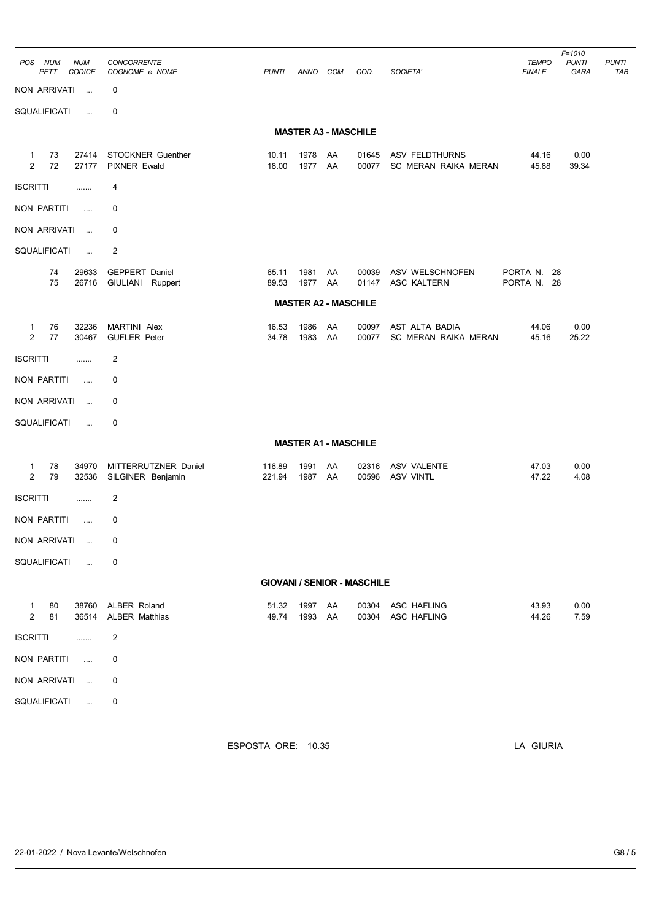| POS | NUM PETT | NUM CODICE | CONCORRENTE COGNOME e NOME | PUNTI | ANNO | COM | COD. | SOCIETA' | TEMPO FINALE | F=1010 PUNTI GARA | PUNTI TAB |
|---|---|---|---|---|---|---|---|---|---|---|---|

NON ARRIVATI ... 0

SQUALIFICATI ... 0

### MASTER A3 - MASCHILE

| POS | NUM PETT | NUM CODICE | CONCORRENTE COGNOME e NOME | PUNTI | ANNO | COM | COD. | SOCIETA' | TEMPO FINALE | F=1010 PUNTI GARA | PUNTI TAB |
|---|---|---|---|---|---|---|---|---|---|---|---|
| 1 | 73 | 27414 | STOCKNER Guenther | 10.11 | 1978 | AA | 01645 | ASV FELDTHURNS | 44.16 | 0.00 | |
| 2 | 72 | 27177 | PIXNER Ewald | 18.00 | 1977 | AA | 00077 | SC MERAN RAIKA MERAN | 45.88 | 39.34 | |

ISCRITTI ....... 4

NON PARTITI .... 0

NON ARRIVATI ... 0

SQUALIFICATI ... 2

| POS | NUM PETT | NUM CODICE | CONCORRENTE COGNOME e NOME | PUNTI | ANNO | COM | COD. | SOCIETA' | TEMPO FINALE | F=1010 PUNTI GARA | PUNTI TAB |
|---|---|---|---|---|---|---|---|---|---|---|---|
| | 74 | 29633 | GEPPERT Daniel | 65.11 | 1981 | AA | 00039 | ASV WELSCHNOFEN | PORTA N. 28 | | |
| | 75 | 26716 | GIULIANI Ruppert | 89.53 | 1977 | AA | 01147 | ASC KALTERN | PORTA N. 28 | | |

### MASTER A2 - MASCHILE

| POS | NUM PETT | NUM CODICE | CONCORRENTE COGNOME e NOME | PUNTI | ANNO | COM | COD. | SOCIETA' | TEMPO FINALE | F=1010 PUNTI GARA | PUNTI TAB |
|---|---|---|---|---|---|---|---|---|---|---|---|
| 1 | 76 | 32236 | MARTINI Alex | 16.53 | 1986 | AA | 00097 | AST ALTA BADIA | 44.06 | 0.00 | |
| 2 | 77 | 30467 | GUFLER Peter | 34.78 | 1983 | AA | 00077 | SC MERAN RAIKA MERAN | 45.16 | 25.22 | |

ISCRITTI ....... 2

NON PARTITI .... 0

NON ARRIVATI ... 0

SQUALIFICATI ... 0

### MASTER A1 - MASCHILE

| POS | NUM PETT | NUM CODICE | CONCORRENTE COGNOME e NOME | PUNTI | ANNO | COM | COD. | SOCIETA' | TEMPO FINALE | F=1010 PUNTI GARA | PUNTI TAB |
|---|---|---|---|---|---|---|---|---|---|---|---|
| 1 | 78 | 34970 | MITTERRUTZNER Daniel | 116.89 | 1991 | AA | 02316 | ASV VALENTE | 47.03 | 0.00 | |
| 2 | 79 | 32536 | SILGINER Benjamin | 221.94 | 1987 | AA | 00596 | ASV VINTL | 47.22 | 4.08 | |

ISCRITTI ....... 2

NON PARTITI .... 0

NON ARRIVATI ... 0

SQUALIFICATI ... 0

### GIOVANI / SENIOR - MASCHILE

| POS | NUM PETT | NUM CODICE | CONCORRENTE COGNOME e NOME | PUNTI | ANNO | COM | COD. | SOCIETA' | TEMPO FINALE | F=1010 PUNTI GARA | PUNTI TAB |
|---|---|---|---|---|---|---|---|---|---|---|---|
| 1 | 80 | 38760 | ALBER Roland | 51.32 | 1997 | AA | 00304 | ASC HAFLING | 43.93 | 0.00 | |
| 2 | 81 | 36514 | ALBER Matthias | 49.74 | 1993 | AA | 00304 | ASC HAFLING | 44.26 | 7.59 | |

ISCRITTI ....... 2

NON PARTITI .... 0

NON ARRIVATI ... 0

SQUALIFICATI ... 0

ESPOSTA ORE: 10.35

LA GIURIA

22-01-2022 / Nova Levante/Welschnofen